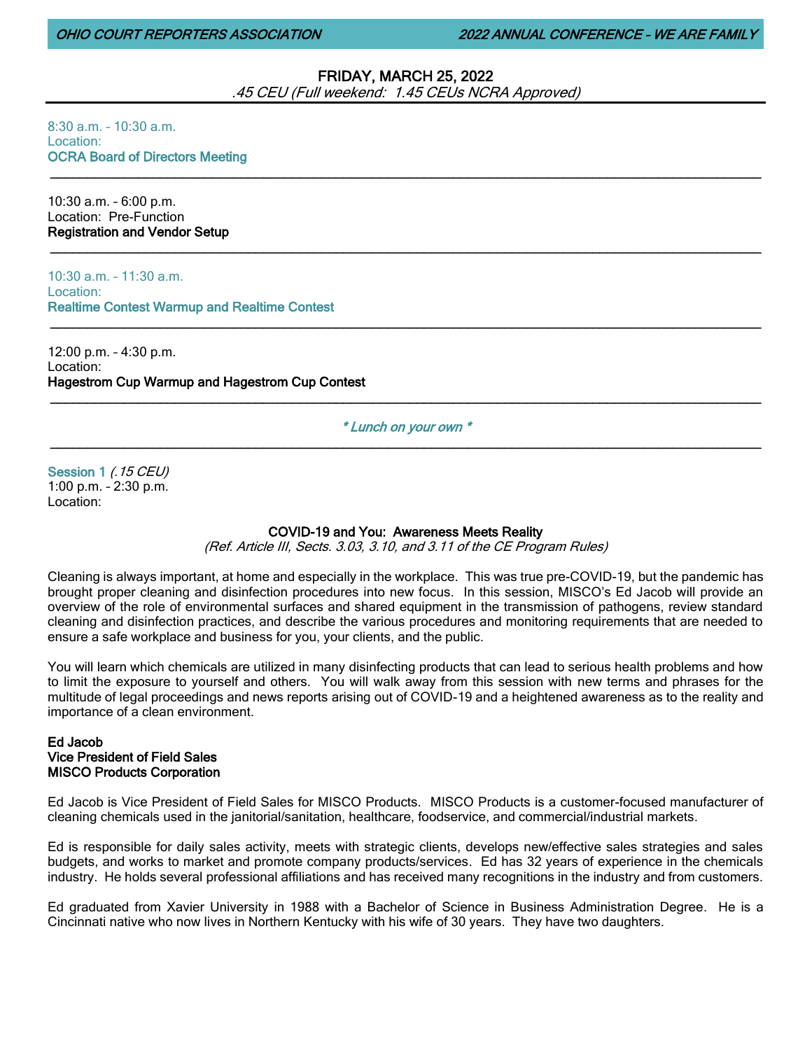## FRIDAY, MARCH 25, 2022

*.45 CEU (Full weekend: 1.45 CEUs NCRA Approved)*

8:30 a.m. - 10:30 a.m.
Location:
**OCRA Board of Directors Meeting**

---

10:30 a.m. - 6:00 p.m.
Location: Pre-Function
**Registration and Vendor Setup**

---

10:30 a.m. - 11:30 a.m.
Location:
**Realtime Contest Warmup and Realtime Contest**

---

12:00 p.m. - 4:30 p.m.
Location:
**Hagestrom Cup Warmup and Hagestrom Cup Contest**

---

*\* Lunch on your own \**

---

Session 1 *(.15 CEU)*
1:00 p.m. - 2:30 p.m.
Location:

### COVID-19 and You: Awareness Meets Reality

*(Ref. Article III, Sects. 3.03, 3.10, and 3.11 of the CE Program Rules)*

Cleaning is always important, at home and especially in the workplace. This was true pre-COVID-19, but the pandemic has brought proper cleaning and disinfection procedures into new focus. In this session, MISCO's Ed Jacob will provide an overview of the role of environmental surfaces and shared equipment in the transmission of pathogens, review standard cleaning and disinfection practices, and describe the various procedures and monitoring requirements that are needed to ensure a safe workplace and business for you, your clients, and the public.

You will learn which chemicals are utilized in many disinfecting products that can lead to serious health problems and how to limit the exposure to yourself and others. You will walk away from this session with new terms and phrases for the multitude of legal proceedings and news reports arising out of COVID-19 and a heightened awareness as to the reality and importance of a clean environment.

**Ed Jacob**
**Vice President of Field Sales**
**MISCO Products Corporation**

Ed Jacob is Vice President of Field Sales for MISCO Products. MISCO Products is a customer-focused manufacturer of cleaning chemicals used in the janitorial/sanitation, healthcare, foodservice, and commercial/industrial markets.

Ed is responsible for daily sales activity, meets with strategic clients, develops new/effective sales strategies and sales budgets, and works to market and promote company products/services. Ed has 32 years of experience in the chemicals industry. He holds several professional affiliations and has received many recognitions in the industry and from customers.

Ed graduated from Xavier University in 1988 with a Bachelor of Science in Business Administration Degree. He is a Cincinnati native who now lives in Northern Kentucky with his wife of 30 years. They have two daughters.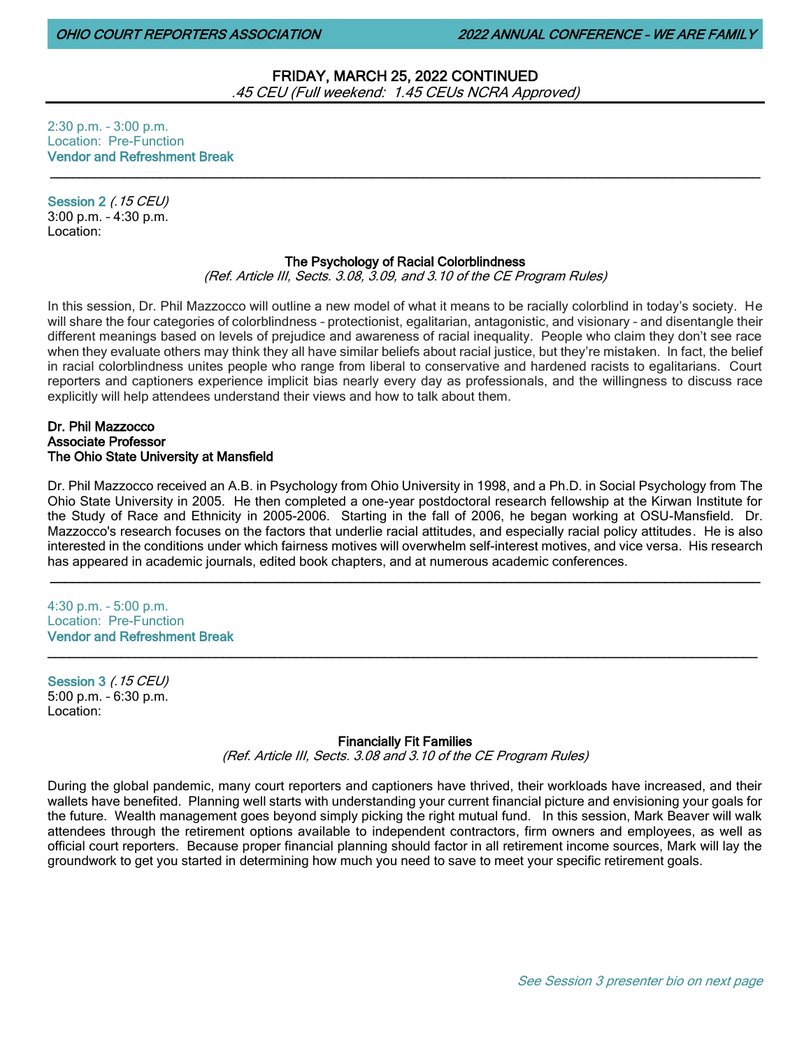## FRIDAY, MARCH 25, 2022 CONTINUED

*.45 CEU (Full weekend: 1.45 CEUs NCRA Approved)*

2:30 p.m. - 3:00 p.m.
Location: Pre-Function
**Vendor and Refreshment Break**

---

**Session 2** *(.15 CEU)*
3:00 p.m. – 4:30 p.m.
Location:

### The Psychology of Racial Colorblindness

*(Ref. Article III, Sects. 3.08, 3.09, and 3.10 of the CE Program Rules)*

In this session, Dr. Phil Mazzocco will outline a new model of what it means to be racially colorblind in today's society. He will share the four categories of colorblindness – protectionist, egalitarian, antagonistic, and visionary – and disentangle their different meanings based on levels of prejudice and awareness of racial inequality. People who claim they don't see race when they evaluate others may think they all have similar beliefs about racial justice, but they're mistaken. In fact, the belief in racial colorblindness unites people who range from liberal to conservative and hardened racists to egalitarians. Court reporters and captioners experience implicit bias nearly every day as professionals, and the willingness to discuss race explicitly will help attendees understand their views and how to talk about them.

**Dr. Phil Mazzocco**
**Associate Professor**
**The Ohio State University at Mansfield**

Dr. Phil Mazzocco received an A.B. in Psychology from Ohio University in 1998, and a Ph.D. in Social Psychology from The Ohio State University in 2005. He then completed a one-year postdoctoral research fellowship at the Kirwan Institute for the Study of Race and Ethnicity in 2005-2006. Starting in the fall of 2006, he began working at OSU-Mansfield. Dr. Mazzocco's research focuses on the factors that underlie racial attitudes, and especially racial policy attitudes. He is also interested in the conditions under which fairness motives will overwhelm self-interest motives, and vice versa. His research has appeared in academic journals, edited book chapters, and at numerous academic conferences.

---

4:30 p.m. - 5:00 p.m.
Location: Pre-Function
**Vendor and Refreshment Break**

---

**Session 3** *(.15 CEU)*
5:00 p.m. – 6:30 p.m.
Location:

### Financially Fit Families

*(Ref. Article III, Sects. 3.08 and 3.10 of the CE Program Rules)*

During the global pandemic, many court reporters and captioners have thrived, their workloads have increased, and their wallets have benefited. Planning well starts with understanding your current financial picture and envisioning your goals for the future. Wealth management goes beyond simply picking the right mutual fund. In this session, Mark Beaver will walk attendees through the retirement options available to independent contractors, firm owners and employees, as well as official court reporters. Because proper financial planning should factor in all retirement income sources, Mark will lay the groundwork to get you started in determining how much you need to save to meet your specific retirement goals.

*See Session 3 presenter bio on next page*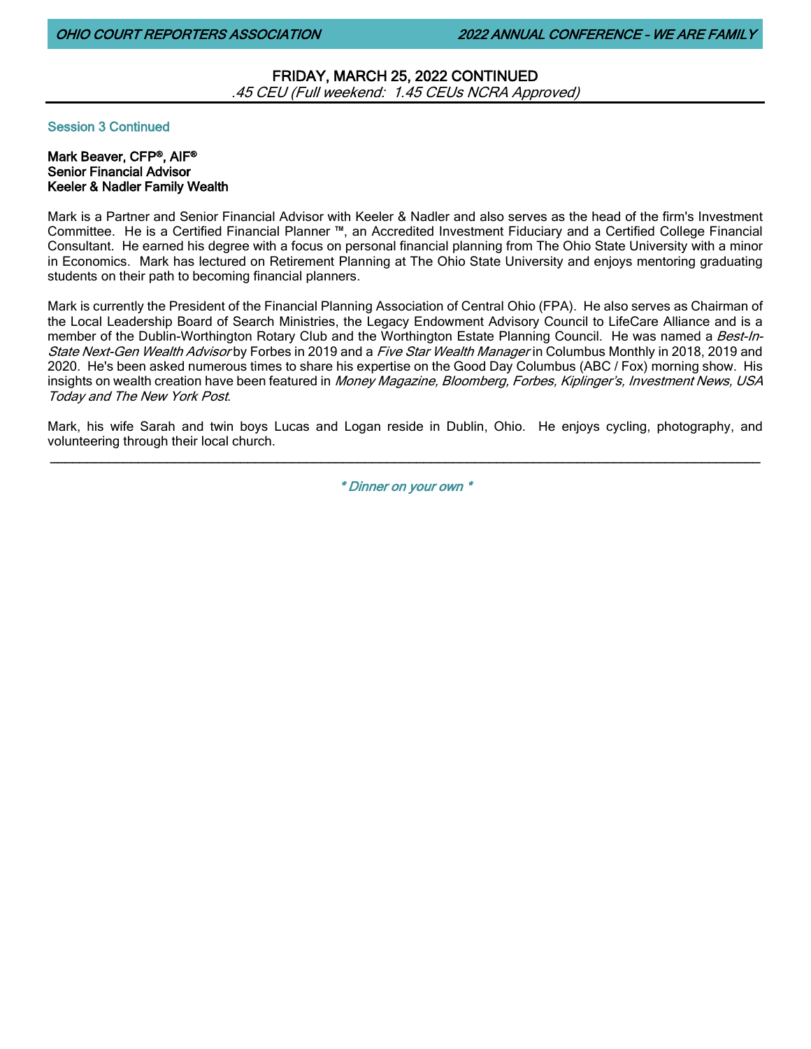## FRIDAY, MARCH 25, 2022 CONTINUED

*.45 CEU (Full weekend: 1.45 CEUs NCRA Approved)*

---

### Session 3 Continued

**Mark Beaver, CFP®, AIF®**
**Senior Financial Advisor**
**Keeler & Nadler Family Wealth**

Mark is a Partner and Senior Financial Advisor with Keeler & Nadler and also serves as the head of the firm's Investment Committee. He is a Certified Financial Planner ™, an Accredited Investment Fiduciary and a Certified College Financial Consultant. He earned his degree with a focus on personal financial planning from The Ohio State University with a minor in Economics. Mark has lectured on Retirement Planning at The Ohio State University and enjoys mentoring graduating students on their path to becoming financial planners.

Mark is currently the President of the Financial Planning Association of Central Ohio (FPA). He also serves as Chairman of the Local Leadership Board of Search Ministries, the Legacy Endowment Advisory Council to LifeCare Alliance and is a member of the Dublin-Worthington Rotary Club and the Worthington Estate Planning Council. He was named a *Best-In-State Next-Gen Wealth Advisor* by Forbes in 2019 and a *Five Star Wealth Manager* in Columbus Monthly in 2018, 2019 and 2020. He's been asked numerous times to share his expertise on the Good Day Columbus (ABC / Fox) morning show. His insights on wealth creation have been featured in *Money Magazine, Bloomberg, Forbes, Kiplinger's, Investment News, USA Today and The New York Post*.

Mark, his wife Sarah and twin boys Lucas and Logan reside in Dublin, Ohio. He enjoys cycling, photography, and volunteering through their local church.

---

*** Dinner on your own ***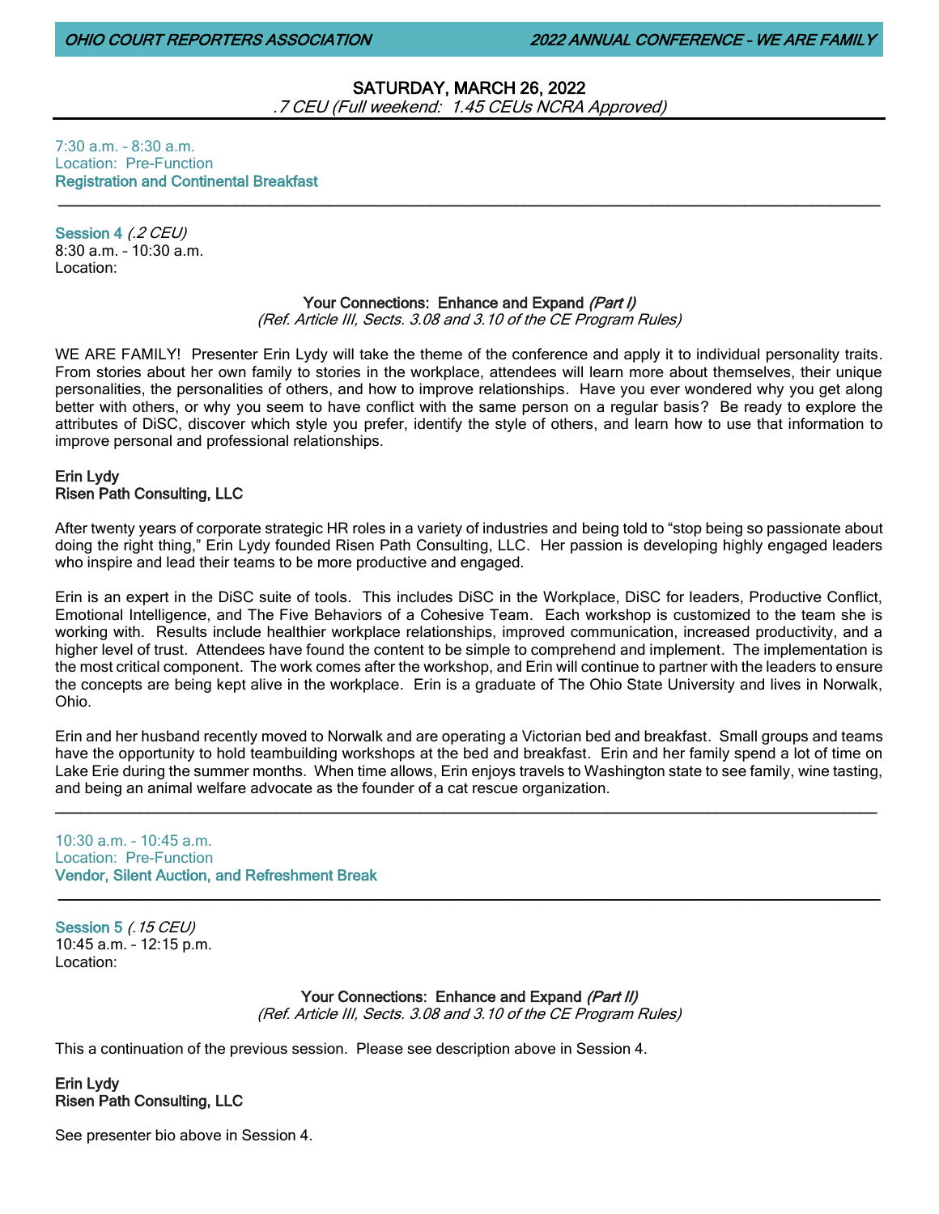## SATURDAY, MARCH 26, 2022

*.7 CEU (Full weekend: 1.45 CEUs NCRA Approved)*

7:30 a.m. - 8:30 a.m.
Location: Pre-Function
**Registration and Continental Breakfast**

---

**Session 4** *(.2 CEU)*
8:30 a.m. - 10:30 a.m.
Location:

**Your Connections: Enhance and Expand** ***(Part I)***
*(Ref. Article III, Sects. 3.08 and 3.10 of the CE Program Rules)*

WE ARE FAMILY! Presenter Erin Lydy will take the theme of the conference and apply it to individual personality traits. From stories about her own family to stories in the workplace, attendees will learn more about themselves, their unique personalities, the personalities of others, and how to improve relationships. Have you ever wondered why you get along better with others, or why you seem to have conflict with the same person on a regular basis? Be ready to explore the attributes of DiSC, discover which style you prefer, identify the style of others, and learn how to use that information to improve personal and professional relationships.

**Erin Lydy**
**Risen Path Consulting, LLC**

After twenty years of corporate strategic HR roles in a variety of industries and being told to "stop being so passionate about doing the right thing," Erin Lydy founded Risen Path Consulting, LLC. Her passion is developing highly engaged leaders who inspire and lead their teams to be more productive and engaged.

Erin is an expert in the DiSC suite of tools. This includes DiSC in the Workplace, DiSC for leaders, Productive Conflict, Emotional Intelligence, and The Five Behaviors of a Cohesive Team. Each workshop is customized to the team she is working with. Results include healthier workplace relationships, improved communication, increased productivity, and a higher level of trust. Attendees have found the content to be simple to comprehend and implement. The implementation is the most critical component. The work comes after the workshop, and Erin will continue to partner with the leaders to ensure the concepts are being kept alive in the workplace. Erin is a graduate of The Ohio State University and lives in Norwalk, Ohio.

Erin and her husband recently moved to Norwalk and are operating a Victorian bed and breakfast. Small groups and teams have the opportunity to hold teambuilding workshops at the bed and breakfast. Erin and her family spend a lot of time on Lake Erie during the summer months. When time allows, Erin enjoys travels to Washington state to see family, wine tasting, and being an animal welfare advocate as the founder of a cat rescue organization.

---

10:30 a.m. - 10:45 a.m.
Location: Pre-Function
**Vendor, Silent Auction, and Refreshment Break**

---

**Session 5** *(.15 CEU)*
10:45 a.m. - 12:15 p.m.
Location:

**Your Connections: Enhance and Expand** ***(Part II)***
*(Ref. Article III, Sects. 3.08 and 3.10 of the CE Program Rules)*

This a continuation of the previous session. Please see description above in Session 4.

**Erin Lydy**
**Risen Path Consulting, LLC**

See presenter bio above in Session 4.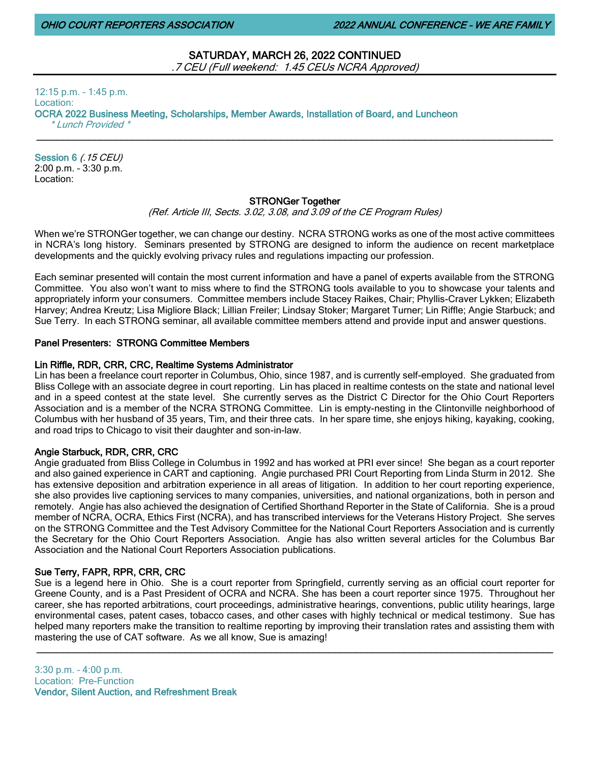## SATURDAY, MARCH 26, 2022 CONTINUED

*.7 CEU (Full weekend: 1.45 CEUs NCRA Approved)*

12:15 p.m. – 1:45 p.m.
Location:
**OCRA 2022 Business Meeting, Scholarships, Member Awards, Installation of Board, and Luncheon**
*\* Lunch Provided \**

---

**Session 6** *(.15 CEU)*
2:00 p.m. – 3:30 p.m.
Location:

### STRONGer Together

*(Ref. Article III, Sects. 3.02, 3.08, and 3.09 of the CE Program Rules)*

When we're STRONGer together, we can change our destiny. NCRA STRONG works as one of the most active committees in NCRA's long history. Seminars presented by STRONG are designed to inform the audience on recent marketplace developments and the quickly evolving privacy rules and regulations impacting our profession.

Each seminar presented will contain the most current information and have a panel of experts available from the STRONG Committee. You also won't want to miss where to find the STRONG tools available to you to showcase your talents and appropriately inform your consumers. Committee members include Stacey Raikes, Chair; Phyllis-Craver Lykken; Elizabeth Harvey; Andrea Kreutz; Lisa Migliore Black; Lillian Freiler; Lindsay Stoker; Margaret Turner; Lin Riffle; Angie Starbuck; and Sue Terry. In each STRONG seminar, all available committee members attend and provide input and answer questions.

**Panel Presenters: STRONG Committee Members**

**Lin Riffle, RDR, CRR, CRC, Realtime Systems Administrator**
Lin has been a freelance court reporter in Columbus, Ohio, since 1987, and is currently self-employed. She graduated from Bliss College with an associate degree in court reporting. Lin has placed in realtime contests on the state and national level and in a speed contest at the state level. She currently serves as the District C Director for the Ohio Court Reporters Association and is a member of the NCRA STRONG Committee. Lin is empty-nesting in the Clintonville neighborhood of Columbus with her husband of 35 years, Tim, and their three cats. In her spare time, she enjoys hiking, kayaking, cooking, and road trips to Chicago to visit their daughter and son-in-law.

**Angie Starbuck, RDR, CRR, CRC**
Angie graduated from Bliss College in Columbus in 1992 and has worked at PRI ever since! She began as a court reporter and also gained experience in CART and captioning. Angie purchased PRI Court Reporting from Linda Sturm in 2012. She has extensive deposition and arbitration experience in all areas of litigation. In addition to her court reporting experience, she also provides live captioning services to many companies, universities, and national organizations, both in person and remotely. Angie has also achieved the designation of Certified Shorthand Reporter in the State of California. She is a proud member of NCRA, OCRA, Ethics First (NCRA), and has transcribed interviews for the Veterans History Project. She serves on the STRONG Committee and the Test Advisory Committee for the National Court Reporters Association and is currently the Secretary for the Ohio Court Reporters Association. Angie has also written several articles for the Columbus Bar Association and the National Court Reporters Association publications.

**Sue Terry, FAPR, RPR, CRR, CRC**
Sue is a legend here in Ohio. She is a court reporter from Springfield, currently serving as an official court reporter for Greene County, and is a Past President of OCRA and NCRA. She has been a court reporter since 1975. Throughout her career, she has reported arbitrations, court proceedings, administrative hearings, conventions, public utility hearings, large environmental cases, patent cases, tobacco cases, and other cases with highly technical or medical testimony. Sue has helped many reporters make the transition to realtime reporting by improving their translation rates and assisting them with mastering the use of CAT software. As we all know, Sue is amazing!

---

3:30 p.m. – 4:00 p.m.
Location: Pre-Function
**Vendor, Silent Auction, and Refreshment Break**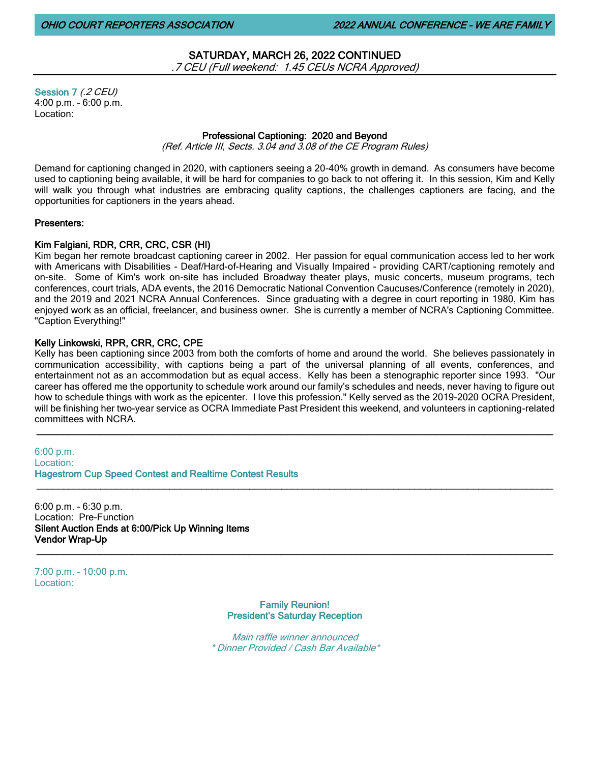## SATURDAY, MARCH 26, 2022 CONTINUED

*.7 CEU (Full weekend: 1.45 CEUs NCRA Approved)*

---

**Session 7** *(.2 CEU)*
4:00 p.m. – 6:00 p.m.
Location:

### Professional Captioning: 2020 and Beyond

*(Ref. Article III, Sects. 3.04 and 3.08 of the CE Program Rules)*

Demand for captioning changed in 2020, with captioners seeing a 20-40% growth in demand. As consumers have become used to captioning being available, it will be hard for companies to go back to not offering it. In this session, Kim and Kelly will walk you through what industries are embracing quality captions, the challenges captioners are facing, and the opportunities for captioners in the years ahead.

**Presenters:**

**Kim Falgiani, RDR, CRR, CRC, CSR (HI)**
Kim began her remote broadcast captioning career in 2002. Her passion for equal communication access led to her work with Americans with Disabilities - Deaf/Hard-of-Hearing and Visually Impaired - providing CART/captioning remotely and on-site. Some of Kim's work on-site has included Broadway theater plays, music concerts, museum programs, tech conferences, court trials, ADA events, the 2016 Democratic National Convention Caucuses/Conference (remotely in 2020), and the 2019 and 2021 NCRA Annual Conferences. Since graduating with a degree in court reporting in 1980, Kim has enjoyed work as an official, freelancer, and business owner. She is currently a member of NCRA's Captioning Committee. "Caption Everything!"

**Kelly Linkowski, RPR, CRR, CRC, CPE**
Kelly has been captioning since 2003 from both the comforts of home and around the world. She believes passionately in communication accessibility, with captions being a part of the universal planning of all events, conferences, and entertainment not as an accommodation but as equal access. Kelly has been a stenographic reporter since 1993. "Our career has offered me the opportunity to schedule work around our family's schedules and needs, never having to figure out how to schedule things with work as the epicenter. I love this profession." Kelly served as the 2019-2020 OCRA President, will be finishing her two-year service as OCRA Immediate Past President this weekend, and volunteers in captioning-related committees with NCRA.

---

6:00 p.m.
Location:
**Hagestrom Cup Speed Contest and Realtime Contest Results**

---

6:00 p.m. – 6:30 p.m.
Location: Pre-Function
**Silent Auction Ends at 6:00/Pick Up Winning Items**
**Vendor Wrap-Up**

---

7:00 p.m. – 10:00 p.m.
Location:

**Family Reunion!**
**President's Saturday Reception**

*Main raffle winner announced*
*\* Dinner Provided / Cash Bar Available\**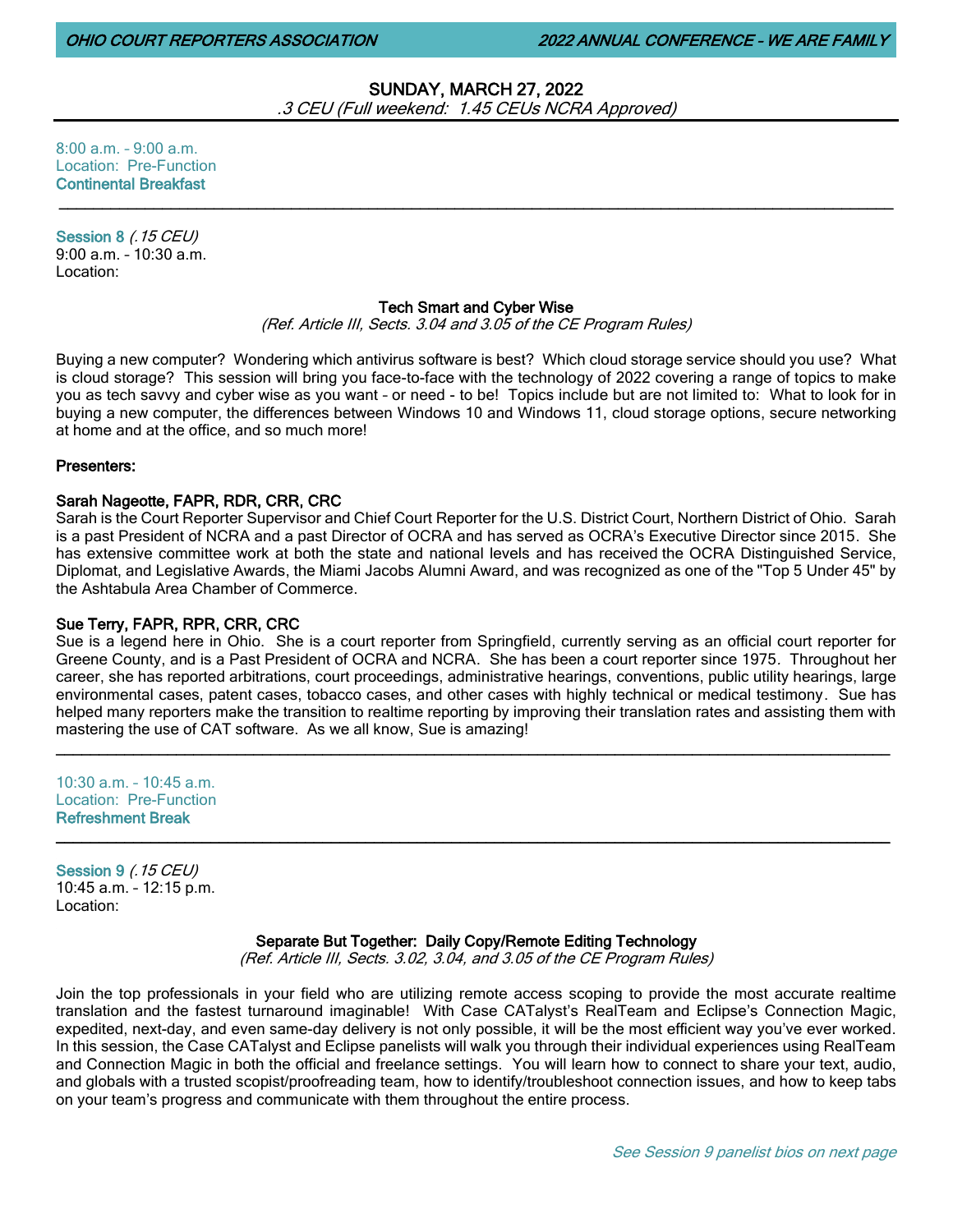## SUNDAY, MARCH 27, 2022

*.3 CEU (Full weekend: 1.45 CEUs NCRA Approved)*

8:00 a.m. - 9:00 a.m.
Location: Pre-Function
**Continental Breakfast**

---

**Session 8** *(.15 CEU)*
9:00 a.m. – 10:30 a.m.
Location:

### Tech Smart and Cyber Wise

*(Ref. Article III, Sects. 3.04 and 3.05 of the CE Program Rules)*

Buying a new computer? Wondering which antivirus software is best? Which cloud storage service should you use? What is cloud storage? This session will bring you face-to-face with the technology of 2022 covering a range of topics to make you as tech savvy and cyber wise as you want – or need - to be! Topics include but are not limited to: What to look for in buying a new computer, the differences between Windows 10 and Windows 11, cloud storage options, secure networking at home and at the office, and so much more!

**Presenters:**

**Sarah Nageotte, FAPR, RDR, CRR, CRC**
Sarah is the Court Reporter Supervisor and Chief Court Reporter for the U.S. District Court, Northern District of Ohio. Sarah is a past President of NCRA and a past Director of OCRA and has served as OCRA's Executive Director since 2015. She has extensive committee work at both the state and national levels and has received the OCRA Distinguished Service, Diplomat, and Legislative Awards, the Miami Jacobs Alumni Award, and was recognized as one of the "Top 5 Under 45" by the Ashtabula Area Chamber of Commerce.

**Sue Terry, FAPR, RPR, CRR, CRC**
Sue is a legend here in Ohio. She is a court reporter from Springfield, currently serving as an official court reporter for Greene County, and is a Past President of OCRA and NCRA. She has been a court reporter since 1975. Throughout her career, she has reported arbitrations, court proceedings, administrative hearings, conventions, public utility hearings, large environmental cases, patent cases, tobacco cases, and other cases with highly technical or medical testimony. Sue has helped many reporters make the transition to realtime reporting by improving their translation rates and assisting them with mastering the use of CAT software. As we all know, Sue is amazing!

---

10:30 a.m. – 10:45 a.m.
Location: Pre-Function
**Refreshment Break**

---

**Session 9** *(.15 CEU)*
10:45 a.m. – 12:15 p.m.
Location:

### Separate But Together: Daily Copy/Remote Editing Technology

*(Ref. Article III, Sects. 3.02, 3.04, and 3.05 of the CE Program Rules)*

Join the top professionals in your field who are utilizing remote access scoping to provide the most accurate realtime translation and the fastest turnaround imaginable! With Case CATalyst's RealTeam and Eclipse's Connection Magic, expedited, next-day, and even same-day delivery is not only possible, it will be the most efficient way you've ever worked. In this session, the Case CATalyst and Eclipse panelists will walk you through their individual experiences using RealTeam and Connection Magic in both the official and freelance settings. You will learn how to connect to share your text, audio, and globals with a trusted scopist/proofreading team, how to identify/troubleshoot connection issues, and how to keep tabs on your team's progress and communicate with them throughout the entire process.

*See Session 9 panelist bios on next page*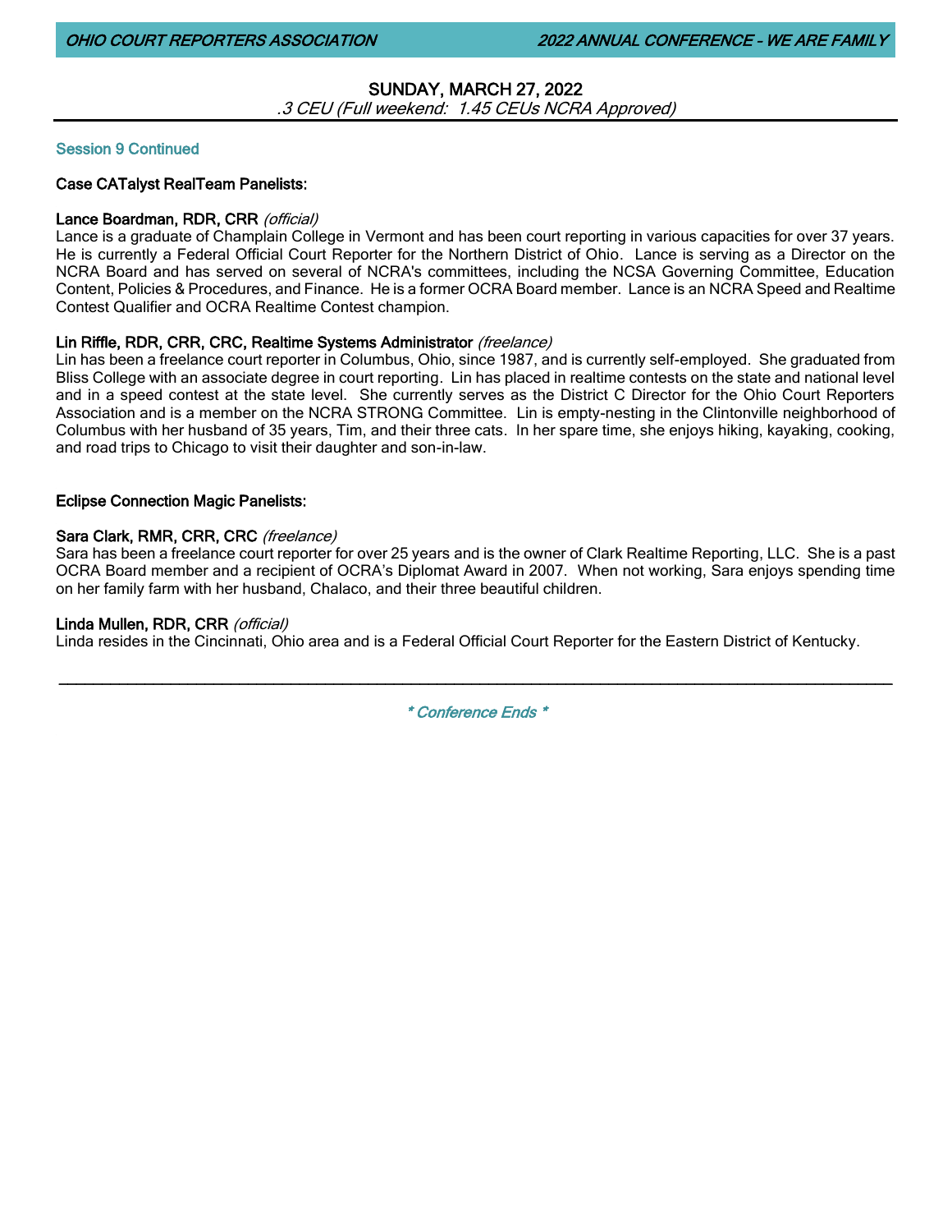## SUNDAY, MARCH 27, 2022

*.3 CEU (Full weekend: 1.45 CEUs NCRA Approved)*

### Session 9 Continued

**Case CATalyst RealTeam Panelists:**

**Lance Boardman, RDR, CRR** *(official)*
Lance is a graduate of Champlain College in Vermont and has been court reporting in various capacities for over 37 years. He is currently a Federal Official Court Reporter for the Northern District of Ohio. Lance is serving as a Director on the NCRA Board and has served on several of NCRA's committees, including the NCSA Governing Committee, Education Content, Policies & Procedures, and Finance. He is a former OCRA Board member. Lance is an NCRA Speed and Realtime Contest Qualifier and OCRA Realtime Contest champion.

**Lin Riffle, RDR, CRR, CRC, Realtime Systems Administrator** *(freelance)*
Lin has been a freelance court reporter in Columbus, Ohio, since 1987, and is currently self-employed. She graduated from Bliss College with an associate degree in court reporting. Lin has placed in realtime contests on the state and national level and in a speed contest at the state level. She currently serves as the District C Director for the Ohio Court Reporters Association and is a member on the NCRA STRONG Committee. Lin is empty-nesting in the Clintonville neighborhood of Columbus with her husband of 35 years, Tim, and their three cats. In her spare time, she enjoys hiking, kayaking, cooking, and road trips to Chicago to visit their daughter and son-in-law.

**Eclipse Connection Magic Panelists:**

**Sara Clark, RMR, CRR, CRC** *(freelance)*
Sara has been a freelance court reporter for over 25 years and is the owner of Clark Realtime Reporting, LLC. She is a past OCRA Board member and a recipient of OCRA's Diplomat Award in 2007. When not working, Sara enjoys spending time on her family farm with her husband, Chalaco, and their three beautiful children.

**Linda Mullen, RDR, CRR** *(official)*
Linda resides in the Cincinnati, Ohio area and is a Federal Official Court Reporter for the Eastern District of Kentucky.

---

***\* Conference Ends \****